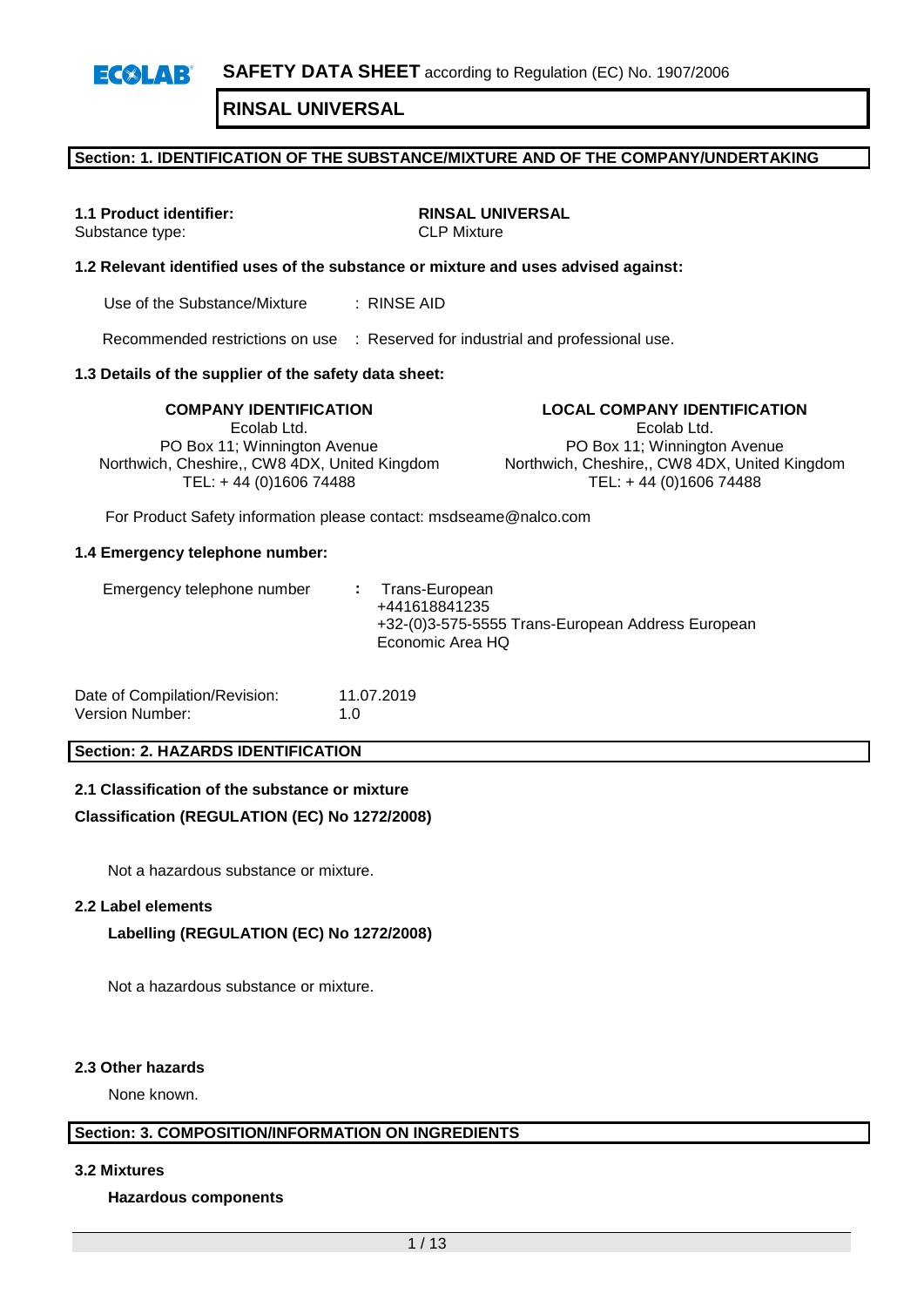**SAFETY DATA SHEET** according to Regulation (EC) No. 1907/2006

# RINSAL UNIVERSAL

## Section: 1. IDENTIFICATION OF THE SUBSTANCE/MIXTURE AND OF THE COMPANY/UNDERTAKING

**1.1 Product identifier:** **RINSAL UNIVERSAL**
Substance type: CLP Mixture

**1.2 Relevant identified uses of the substance or mixture and uses advised against:**

Use of the Substance/Mixture : RINSE AID

Recommended restrictions on use : Reserved for industrial and professional use.

**1.3 Details of the supplier of the safety data sheet:**

**COMPANY IDENTIFICATION**
Ecolab Ltd.
PO Box 11; Winnington Avenue
Northwich, Cheshire,, CW8 4DX, United Kingdom
TEL: + 44 (0)1606 74488

**LOCAL COMPANY IDENTIFICATION**
Ecolab Ltd.
PO Box 11; Winnington Avenue
Northwich, Cheshire,, CW8 4DX, United Kingdom
TEL: + 44 (0)1606 74488

For Product Safety information please contact: msdseame@nalco.com

**1.4 Emergency telephone number:**

Emergency telephone number : Trans-European
+441618841235
+32-(0)3-575-5555 Trans-European Address European Economic Area HQ

Date of Compilation/Revision: 11.07.2019
Version Number: 1.0

## Section: 2. HAZARDS IDENTIFICATION

**2.1 Classification of the substance or mixture**

**Classification (REGULATION (EC) No 1272/2008)**

Not a hazardous substance or mixture.

**2.2 Label elements**

**Labelling (REGULATION (EC) No 1272/2008)**

Not a hazardous substance or mixture.

**2.3 Other hazards**

None known.

## Section: 3. COMPOSITION/INFORMATION ON INGREDIENTS

**3.2 Mixtures**

**Hazardous components**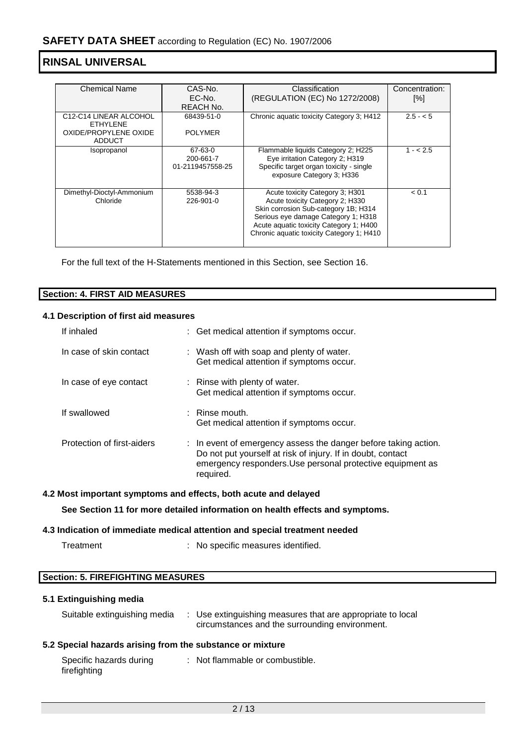| Chemical Name | CAS-No.<br>EC-No.<br>REACH No. | Classification<br>(REGULATION (EC) No 1272/2008) | Concentration: [%] |
| --- | --- | --- | --- |
| C12-C14 LINEAR ALCOHOL ETHYLENE OXIDE/PROPYLENE OXIDE ADDUCT | 68439-51-0<br>POLYMER | Chronic aquatic toxicity Category 3; H412 | 2.5 - < 5 |
| Isopropanol | 67-63-0<br>200-661-7<br>01-2119457558-25 | Flammable liquids Category 2; H225<br>Eye irritation Category 2; H319<br>Specific target organ toxicity - single exposure Category 3; H336 | 1 - < 2.5 |
| Dimethyl-Dioctyl-Ammonium Chloride | 5538-94-3<br>226-901-0 | Acute toxicity Category 3; H301<br>Acute toxicity Category 2; H330<br>Skin corrosion Sub-category 1B; H314<br>Serious eye damage Category 1; H318<br>Acute aquatic toxicity Category 1; H400<br>Chronic aquatic toxicity Category 1; H410 | < 0.1 |

For the full text of the H-Statements mentioned in this Section, see Section 16.

## Section: 4. FIRST AID MEASURES

### 4.1 Description of first aid measures

If inhaled : Get medical attention if symptoms occur.

In case of skin contact : Wash off with soap and plenty of water.
Get medical attention if symptoms occur.

In case of eye contact : Rinse with plenty of water.
Get medical attention if symptoms occur.

If swallowed : Rinse mouth.
Get medical attention if symptoms occur.

Protection of first-aiders : In event of emergency assess the danger before taking action. Do not put yourself at risk of injury. If in doubt, contact emergency responders.Use personal protective equipment as required.

### 4.2 Most important symptoms and effects, both acute and delayed

**See Section 11 for more detailed information on health effects and symptoms.**

### 4.3 Indication of immediate medical attention and special treatment needed

Treatment : No specific measures identified.

## Section: 5. FIREFIGHTING MEASURES

### 5.1 Extinguishing media

Suitable extinguishing media : Use extinguishing measures that are appropriate to local circumstances and the surrounding environment.

### 5.2 Special hazards arising from the substance or mixture

Specific hazards during firefighting : Not flammable or combustible.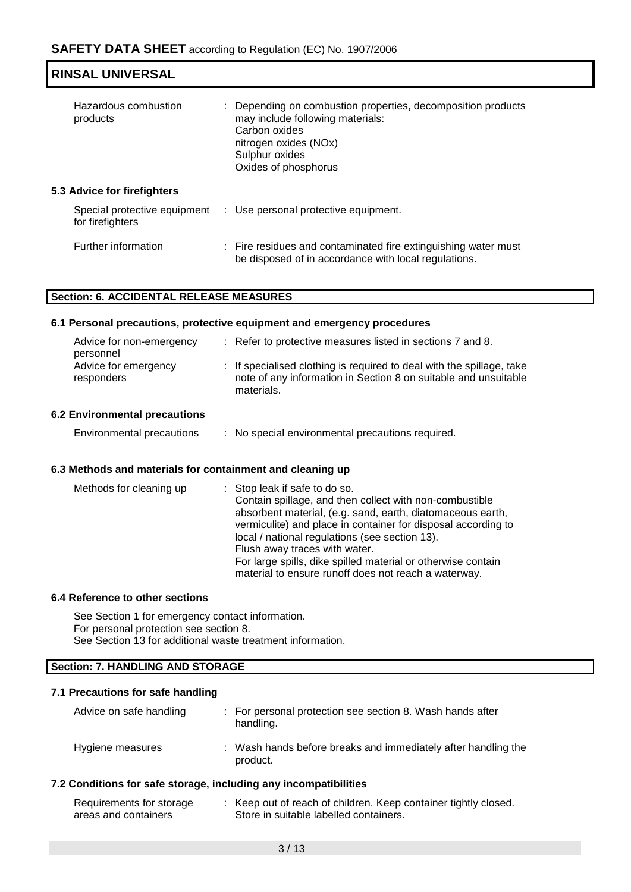| | |
|---|---|
| Hazardous combustion products | : Depending on combustion properties, decomposition products may include following materials:<br>Carbon oxides<br>nitrogen oxides (NOx)<br>Sulphur oxides<br>Oxides of phosphorus |

### 5.3 Advice for firefighters

| | |
|---|---|
| Special protective equipment for firefighters | : Use personal protective equipment. |
| Further information | : Fire residues and contaminated fire extinguishing water must be disposed of in accordance with local regulations. |

## Section: 6. ACCIDENTAL RELEASE MEASURES

### 6.1 Personal precautions, protective equipment and emergency procedures

| | |
|---|---|
| Advice for non-emergency personnel | : Refer to protective measures listed in sections 7 and 8. |
| Advice for emergency responders | : If specialised clothing is required to deal with the spillage, take note of any information in Section 8 on suitable and unsuitable materials. |

### 6.2 Environmental precautions

| | |
|---|---|
| Environmental precautions | : No special environmental precautions required. |

### 6.3 Methods and materials for containment and cleaning up

| | |
|---|---|
| Methods for cleaning up | : Stop leak if safe to do so.<br>Contain spillage, and then collect with non-combustible absorbent material, (e.g. sand, earth, diatomaceous earth, vermiculite) and place in container for disposal according to local / national regulations (see section 13).<br>Flush away traces with water.<br>For large spills, dike spilled material or otherwise contain material to ensure runoff does not reach a waterway. |

### 6.4 Reference to other sections

See Section 1 for emergency contact information.
For personal protection see section 8.
See Section 13 for additional waste treatment information.

## Section: 7. HANDLING AND STORAGE

### 7.1 Precautions for safe handling

| | |
|---|---|
| Advice on safe handling | : For personal protection see section 8. Wash hands after handling. |
| Hygiene measures | : Wash hands before breaks and immediately after handling the product. |

### 7.2 Conditions for safe storage, including any incompatibilities

| | |
|---|---|
| Requirements for storage areas and containers | : Keep out of reach of children. Keep container tightly closed. Store in suitable labelled containers. |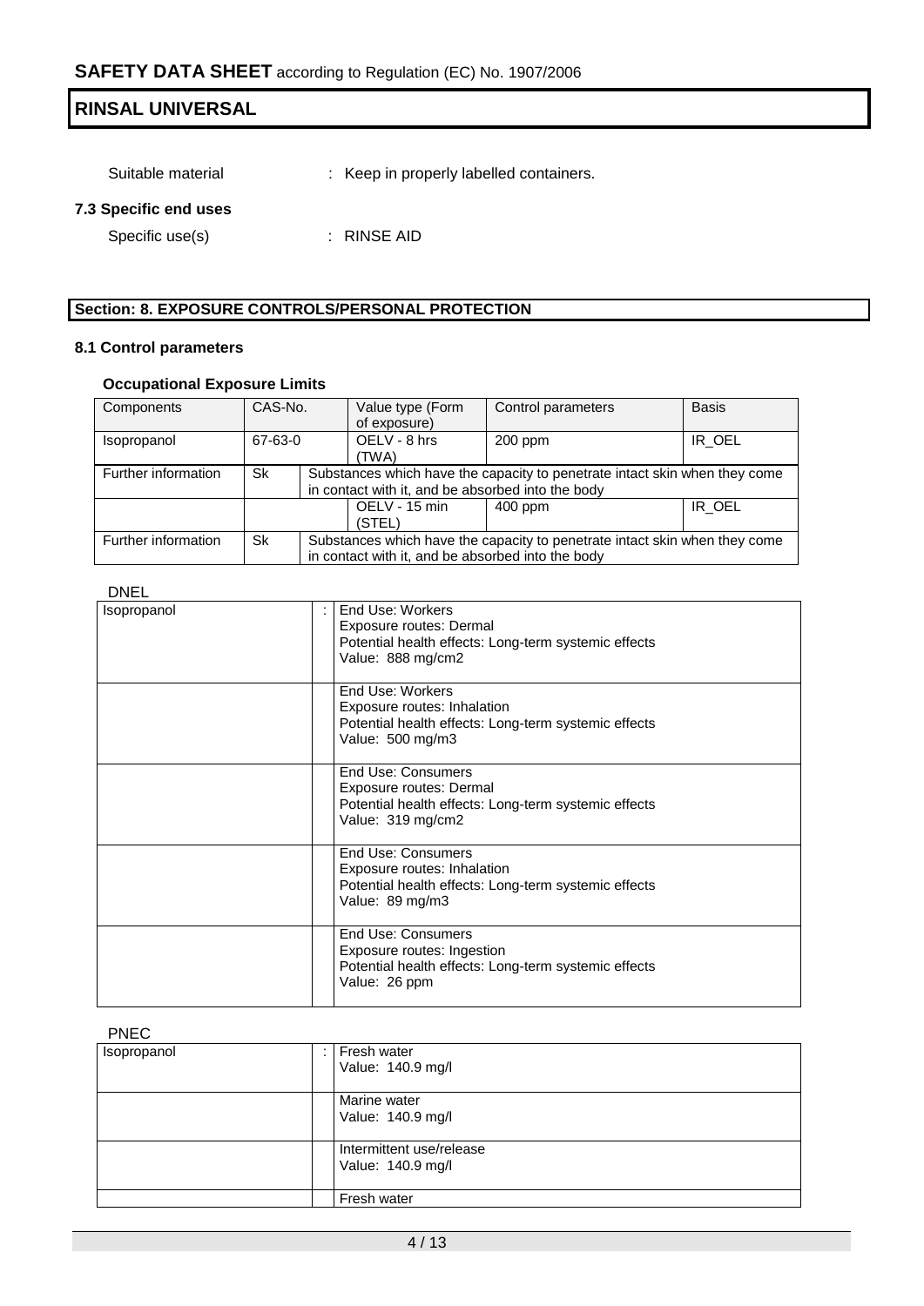Suitable material : Keep in properly labelled containers.

### 7.3 Specific end uses

Specific use(s) : RINSE AID

## Section: 8. EXPOSURE CONTROLS/PERSONAL PROTECTION

### 8.1 Control parameters

#### Occupational Exposure Limits

| Components | CAS-No. | Value type (Form of exposure) | Control parameters | Basis |
|---|---|---|---|---|
| Isopropanol | 67-63-0 | OELV - 8 hrs (TWA) | 200 ppm | IR_OEL |
| Further information | Sk | Substances which have the capacity to penetrate intact skin when they come in contact with it, and be absorbed into the body | | |
| | | OELV - 15 min (STEL) | 400 ppm | IR_OEL |
| Further information | Sk | Substances which have the capacity to penetrate intact skin when they come in contact with it, and be absorbed into the body | | |

DNEL

| | | |
|---|---|---|
| Isopropanol | : | End Use: Workers<br>Exposure routes: Dermal<br>Potential health effects: Long-term systemic effects<br>Value: 888 mg/cm2 |
| | | End Use: Workers<br>Exposure routes: Inhalation<br>Potential health effects: Long-term systemic effects<br>Value: 500 mg/m3 |
| | | End Use: Consumers<br>Exposure routes: Dermal<br>Potential health effects: Long-term systemic effects<br>Value: 319 mg/cm2 |
| | | End Use: Consumers<br>Exposure routes: Inhalation<br>Potential health effects: Long-term systemic effects<br>Value: 89 mg/m3 |
| | | End Use: Consumers<br>Exposure routes: Ingestion<br>Potential health effects: Long-term systemic effects<br>Value: 26 ppm |

PNEC

| | | |
|---|---|---|
| Isopropanol | : | Fresh water<br>Value: 140.9 mg/l |
| | | Marine water<br>Value: 140.9 mg/l |
| | | Intermittent use/release<br>Value: 140.9 mg/l |
| | | Fresh water |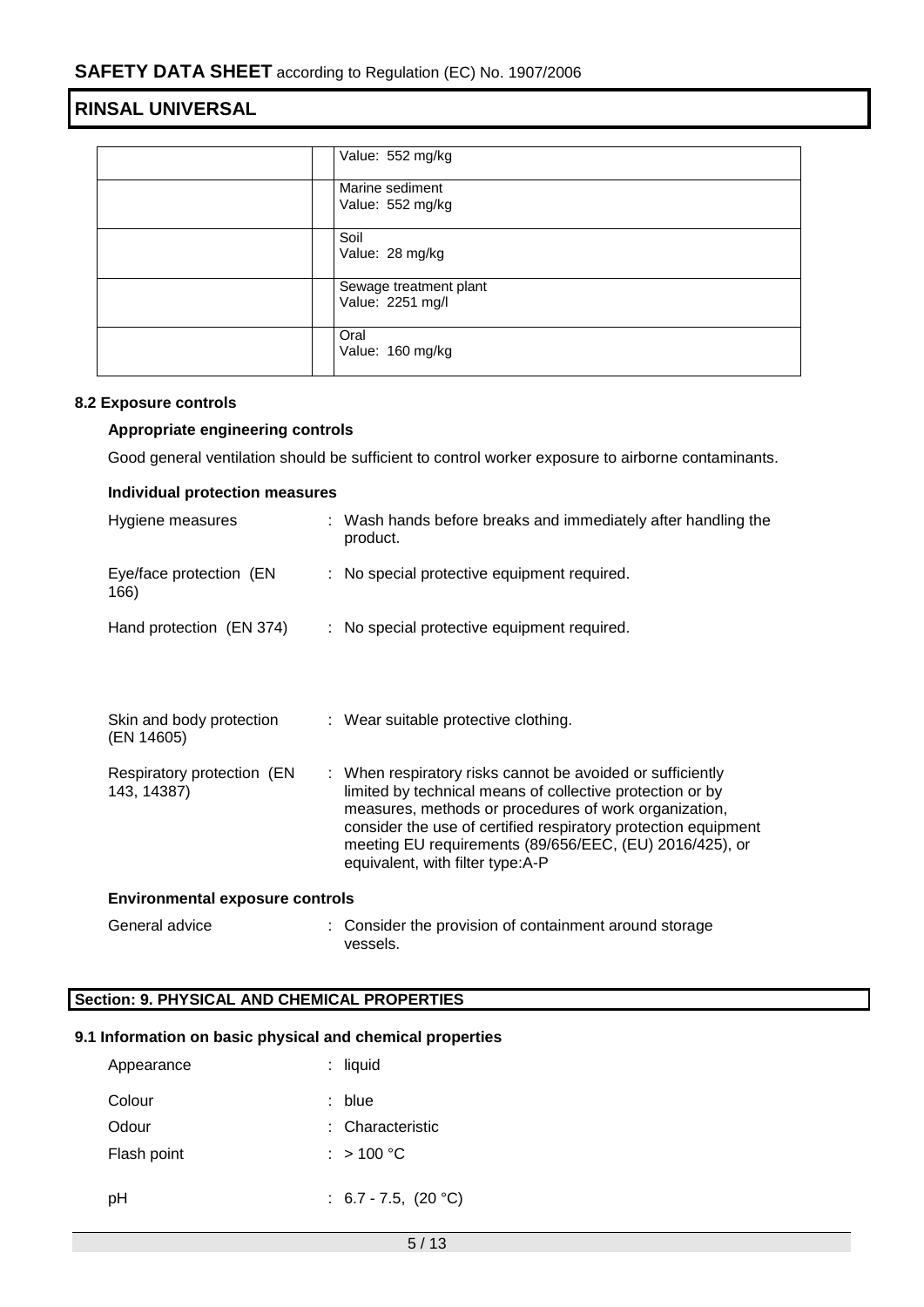| | | |
|---|---|---|
| | | Value: 552 mg/kg |
| | | Marine sediment<br>Value: 552 mg/kg |
| | | Soil<br>Value: 28 mg/kg |
| | | Sewage treatment plant<br>Value: 2251 mg/l |
| | | Oral<br>Value: 160 mg/kg |

### 8.2 Exposure controls

**Appropriate engineering controls**

Good general ventilation should be sufficient to control worker exposure to airborne contaminants.

**Individual protection measures**

Hygiene measures : Wash hands before breaks and immediately after handling the product.

Eye/face protection (EN 166) : No special protective equipment required.

Hand protection (EN 374) : No special protective equipment required.

Skin and body protection (EN 14605) : Wear suitable protective clothing.

Respiratory protection (EN 143, 14387) : When respiratory risks cannot be avoided or sufficiently limited by technical means of collective protection or by measures, methods or procedures of work organization, consider the use of certified respiratory protection equipment meeting EU requirements (89/656/EEC, (EU) 2016/425), or equivalent, with filter type:A-P

**Environmental exposure controls**

General advice : Consider the provision of containment around storage vessels.

## Section: 9. PHYSICAL AND CHEMICAL PROPERTIES

### 9.1 Information on basic physical and chemical properties

Appearance : liquid

Colour : blue

Odour : Characteristic

Flash point : > 100 °C

pH : 6.7 - 7.5, (20 °C)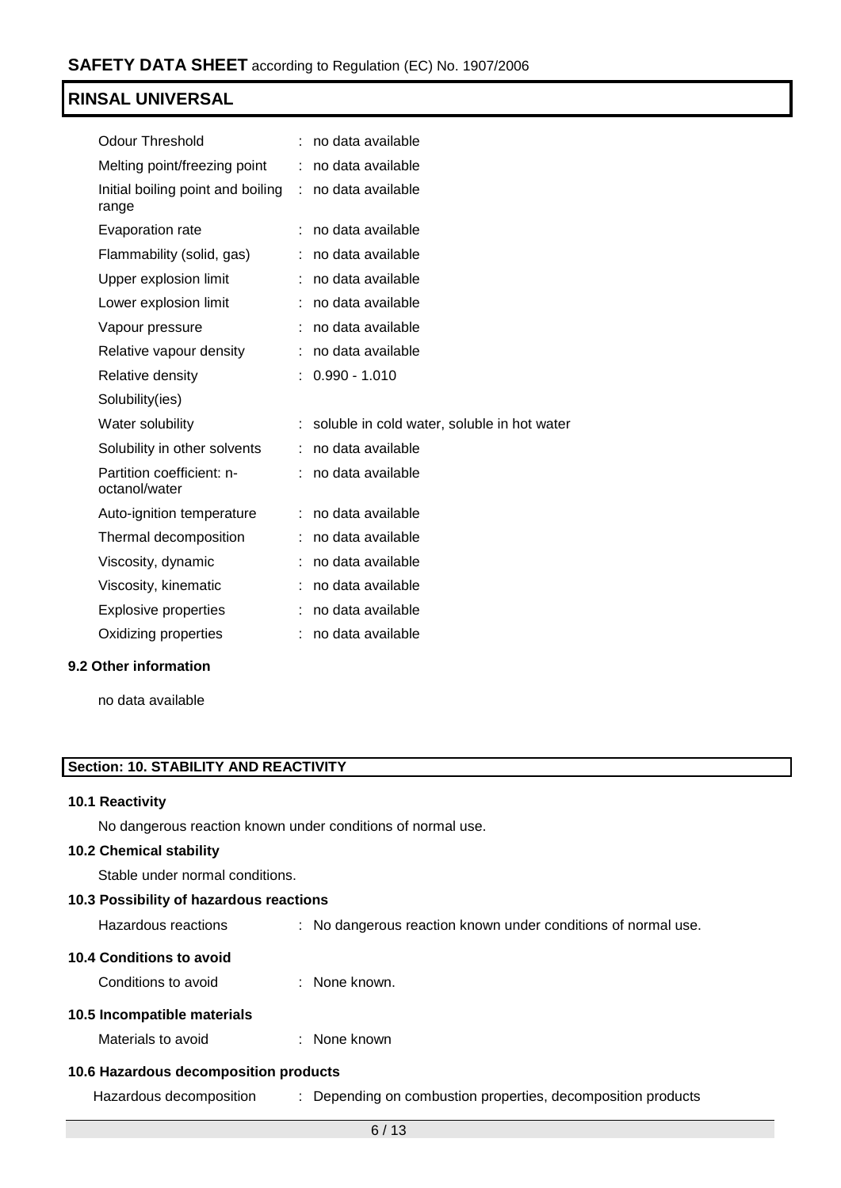| | | |
|---|---|---|
| Odour Threshold | : | no data available |
| Melting point/freezing point | : | no data available |
| Initial boiling point and boiling range | : | no data available |
| Evaporation rate | : | no data available |
| Flammability (solid, gas) | : | no data available |
| Upper explosion limit | : | no data available |
| Lower explosion limit | : | no data available |
| Vapour pressure | : | no data available |
| Relative vapour density | : | no data available |
| Relative density | : | 0.990 - 1.010 |
| Solubility(ies) | | |
| Water solubility | : | soluble in cold water, soluble in hot water |
| Solubility in other solvents | : | no data available |
| Partition coefficient: n-octanol/water | : | no data available |
| Auto-ignition temperature | : | no data available |
| Thermal decomposition | : | no data available |
| Viscosity, dynamic | : | no data available |
| Viscosity, kinematic | : | no data available |
| Explosive properties | : | no data available |
| Oxidizing properties | : | no data available |

**9.2 Other information**

no data available

## Section: 10. STABILITY AND REACTIVITY

**10.1 Reactivity**

No dangerous reaction known under conditions of normal use.

**10.2 Chemical stability**

Stable under normal conditions.

**10.3 Possibility of hazardous reactions**

Hazardous reactions : No dangerous reaction known under conditions of normal use.

**10.4 Conditions to avoid**

Conditions to avoid : None known.

**10.5 Incompatible materials**

Materials to avoid : None known

**10.6 Hazardous decomposition products**

Hazardous decomposition : Depending on combustion properties, decomposition products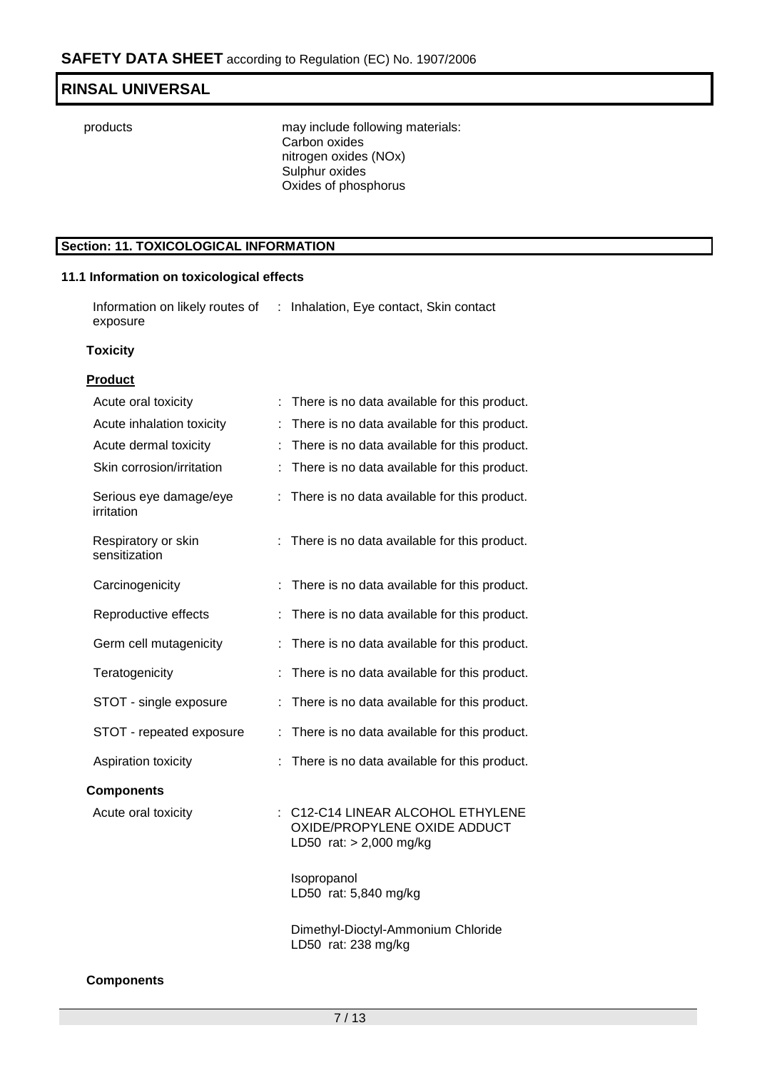| | |
|---|---|
| products | may include following materials:<br>Carbon oxides<br>nitrogen oxides (NOx)<br>Sulphur oxides<br>Oxides of phosphorus |

## Section: 11. TOXICOLOGICAL INFORMATION

### 11.1 Information on toxicological effects

Information on likely routes of exposure : Inhalation, Eye contact, Skin contact

**Toxicity**

**Product**

| | |
|---|---|
| Acute oral toxicity | : There is no data available for this product. |
| Acute inhalation toxicity | : There is no data available for this product. |
| Acute dermal toxicity | : There is no data available for this product. |
| Skin corrosion/irritation | : There is no data available for this product. |
| Serious eye damage/eye irritation | : There is no data available for this product. |
| Respiratory or skin sensitization | : There is no data available for this product. |
| Carcinogenicity | : There is no data available for this product. |
| Reproductive effects | : There is no data available for this product. |
| Germ cell mutagenicity | : There is no data available for this product. |
| Teratogenicity | : There is no data available for this product. |
| STOT - single exposure | : There is no data available for this product. |
| STOT - repeated exposure | : There is no data available for this product. |
| Aspiration toxicity | : There is no data available for this product. |

**Components**

Acute oral toxicity : C12-C14 LINEAR ALCOHOL ETHYLENE OXIDE/PROPYLENE OXIDE ADDUCT
LD50 rat: > 2,000 mg/kg

Isopropanol
LD50 rat: 5,840 mg/kg

Dimethyl-Dioctyl-Ammonium Chloride
LD50 rat: 238 mg/kg

**Components**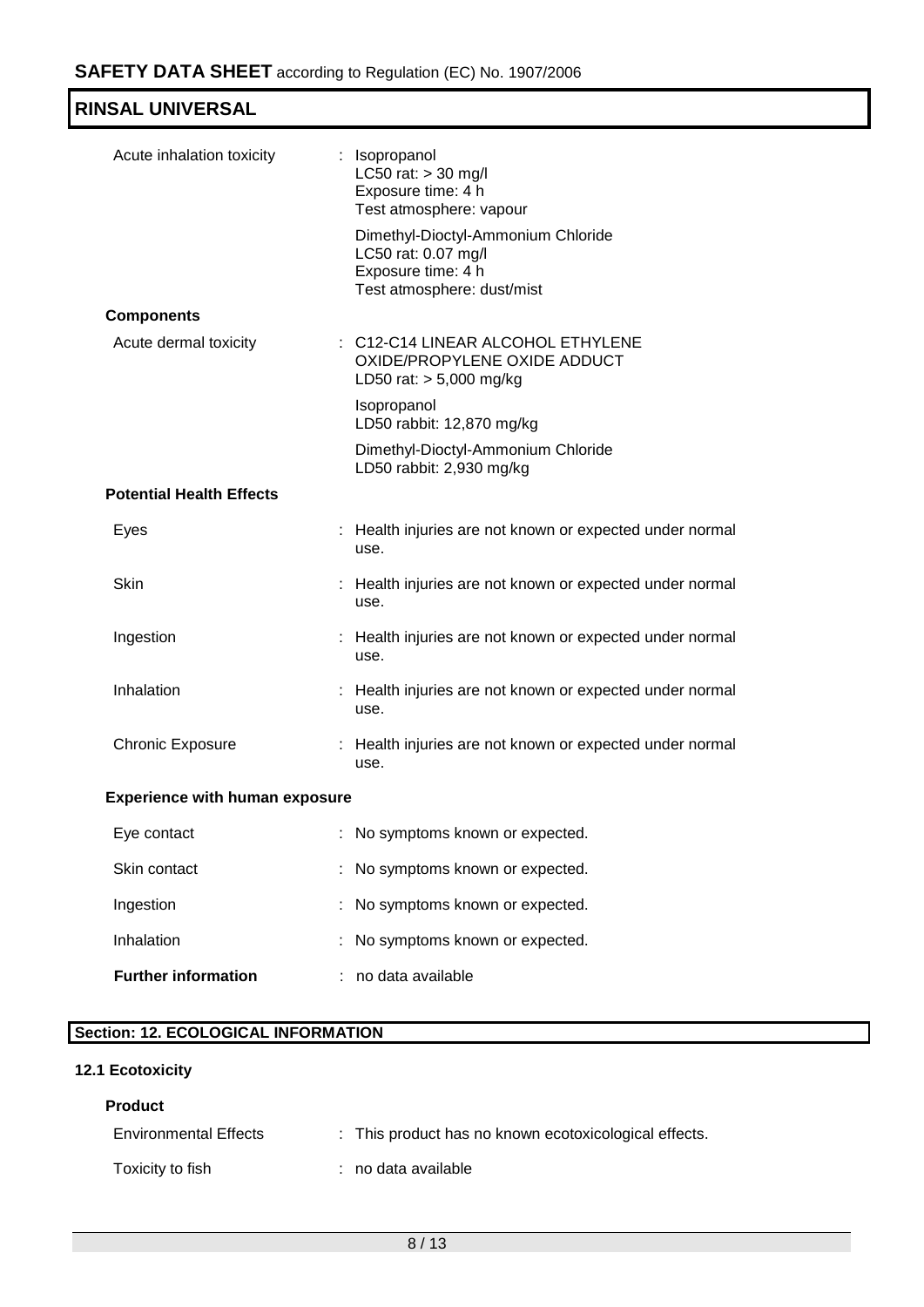| | |
|---|---|
| Acute inhalation toxicity | : Isopropanol<br>LC50 rat: > 30 mg/l<br>Exposure time: 4 h<br>Test atmosphere: vapour |
| | Dimethyl-Dioctyl-Ammonium Chloride<br>LC50 rat: 0.07 mg/l<br>Exposure time: 4 h<br>Test atmosphere: dust/mist |

**Components**

| | |
|---|---|
| Acute dermal toxicity | : C12-C14 LINEAR ALCOHOL ETHYLENE OXIDE/PROPYLENE OXIDE ADDUCT<br>LD50 rat: > 5,000 mg/kg |
| | Isopropanol<br>LD50 rabbit: 12,870 mg/kg |
| | Dimethyl-Dioctyl-Ammonium Chloride<br>LD50 rabbit: 2,930 mg/kg |

**Potential Health Effects**

| | |
|---|---|
| Eyes | : Health injuries are not known or expected under normal use. |
| Skin | : Health injuries are not known or expected under normal use. |
| Ingestion | : Health injuries are not known or expected under normal use. |
| Inhalation | : Health injuries are not known or expected under normal use. |
| Chronic Exposure | : Health injuries are not known or expected under normal use. |

**Experience with human exposure**

| | |
|---|---|
| Eye contact | : No symptoms known or expected. |
| Skin contact | : No symptoms known or expected. |
| Ingestion | : No symptoms known or expected. |
| Inhalation | : No symptoms known or expected. |
| **Further information** | : no data available |

## Section: 12. ECOLOGICAL INFORMATION

### 12.1 Ecotoxicity

**Product**

| | |
|---|---|
| Environmental Effects | : This product has no known ecotoxicological effects. |
| Toxicity to fish | : no data available |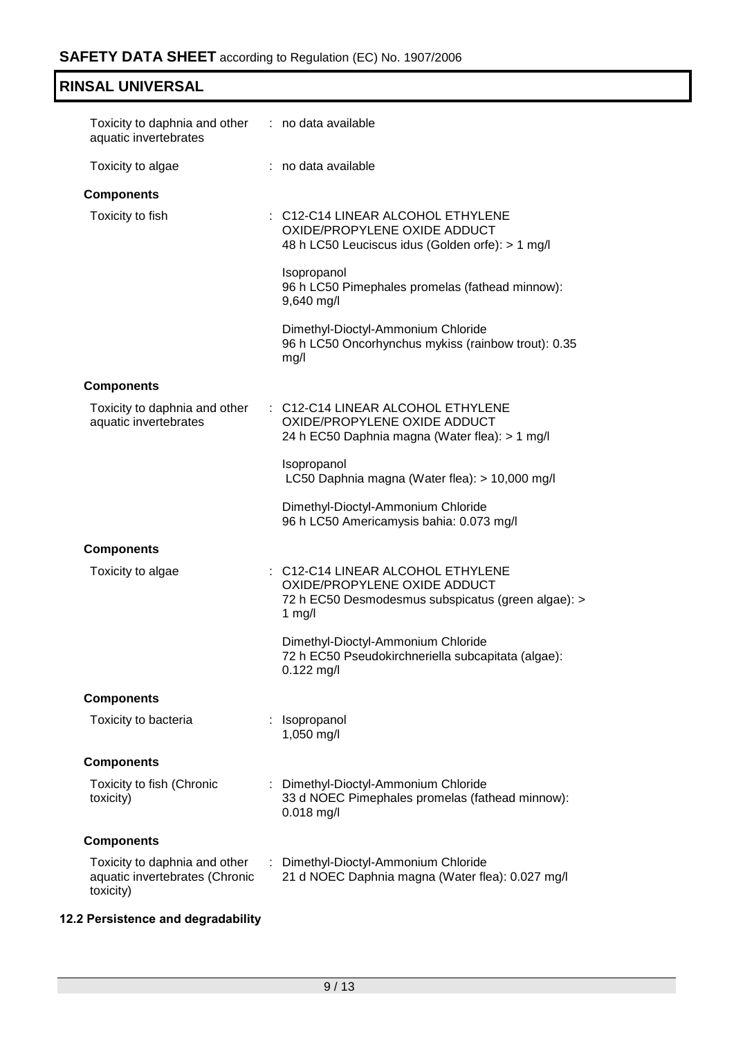| | |
|---|---|
| Toxicity to daphnia and other aquatic invertebrates | : no data available |
| Toxicity to algae | : no data available |

**Components**

| | |
|---|---|
| Toxicity to fish | : C12-C14 LINEAR ALCOHOL ETHYLENE OXIDE/PROPYLENE OXIDE ADDUCT<br>48 h LC50 Leuciscus idus (Golden orfe): > 1 mg/l<br><br>Isopropanol<br>96 h LC50 Pimephales promelas (fathead minnow): 9,640 mg/l<br><br>Dimethyl-Dioctyl-Ammonium Chloride<br>96 h LC50 Oncorhynchus mykiss (rainbow trout): 0.35 mg/l |

**Components**

| | |
|---|---|
| Toxicity to daphnia and other aquatic invertebrates | : C12-C14 LINEAR ALCOHOL ETHYLENE OXIDE/PROPYLENE OXIDE ADDUCT<br>24 h EC50 Daphnia magna (Water flea): > 1 mg/l<br><br>Isopropanol<br>LC50 Daphnia magna (Water flea): > 10,000 mg/l<br><br>Dimethyl-Dioctyl-Ammonium Chloride<br>96 h LC50 Americamysis bahia: 0.073 mg/l |

**Components**

| | |
|---|---|
| Toxicity to algae | : C12-C14 LINEAR ALCOHOL ETHYLENE OXIDE/PROPYLENE OXIDE ADDUCT<br>72 h EC50 Desmodesmus subspicatus (green algae): > 1 mg/l<br><br>Dimethyl-Dioctyl-Ammonium Chloride<br>72 h EC50 Pseudokirchneriella subcapitata (algae): 0.122 mg/l |

**Components**

| | |
|---|---|
| Toxicity to bacteria | : Isopropanol<br>1,050 mg/l |

**Components**

| | |
|---|---|
| Toxicity to fish (Chronic toxicity) | : Dimethyl-Dioctyl-Ammonium Chloride<br>33 d NOEC Pimephales promelas (fathead minnow): 0.018 mg/l |

**Components**

| | |
|---|---|
| Toxicity to daphnia and other aquatic invertebrates (Chronic toxicity) | : Dimethyl-Dioctyl-Ammonium Chloride<br>21 d NOEC Daphnia magna (Water flea): 0.027 mg/l |

### 12.2 Persistence and degradability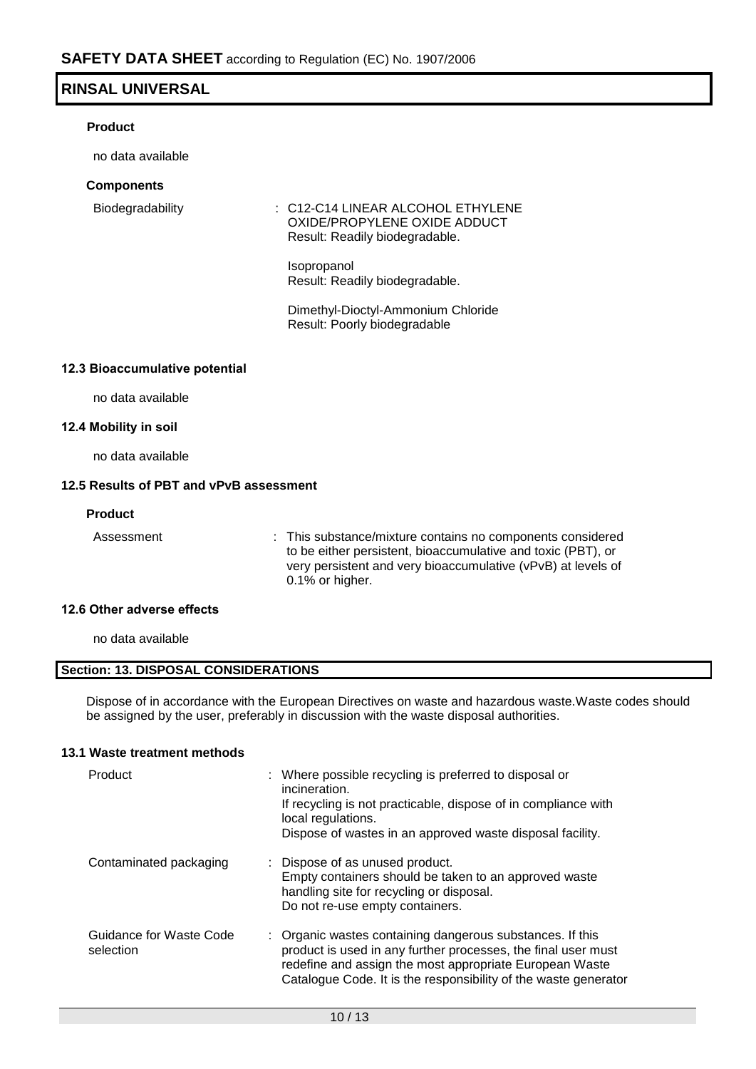**Product**

no data available

**Components**

| | |
|---|---|
| Biodegradability | : C12-C14 LINEAR ALCOHOL ETHYLENE OXIDE/PROPYLENE OXIDE ADDUCT<br>Result: Readily biodegradable.<br><br>Isopropanol<br>Result: Readily biodegradable.<br><br>Dimethyl-Dioctyl-Ammonium Chloride<br>Result: Poorly biodegradable |

### 12.3 Bioaccumulative potential

no data available

### 12.4 Mobility in soil

no data available

### 12.5 Results of PBT and vPvB assessment

**Product**

| | |
|---|---|
| Assessment | : This substance/mixture contains no components considered to be either persistent, bioaccumulative and toxic (PBT), or very persistent and very bioaccumulative (vPvB) at levels of 0.1% or higher. |

### 12.6 Other adverse effects

no data available

## Section: 13. DISPOSAL CONSIDERATIONS

Dispose of in accordance with the European Directives on waste and hazardous waste.Waste codes should be assigned by the user, preferably in discussion with the waste disposal authorities.

### 13.1 Waste treatment methods

| | |
|---|---|
| Product | : Where possible recycling is preferred to disposal or incineration.<br>If recycling is not practicable, dispose of in compliance with local regulations.<br>Dispose of wastes in an approved waste disposal facility. |
| Contaminated packaging | : Dispose of as unused product.<br>Empty containers should be taken to an approved waste handling site for recycling or disposal.<br>Do not re-use empty containers. |
| Guidance for Waste Code selection | : Organic wastes containing dangerous substances. If this product is used in any further processes, the final user must redefine and assign the most appropriate European Waste Catalogue Code. It is the responsibility of the waste generator |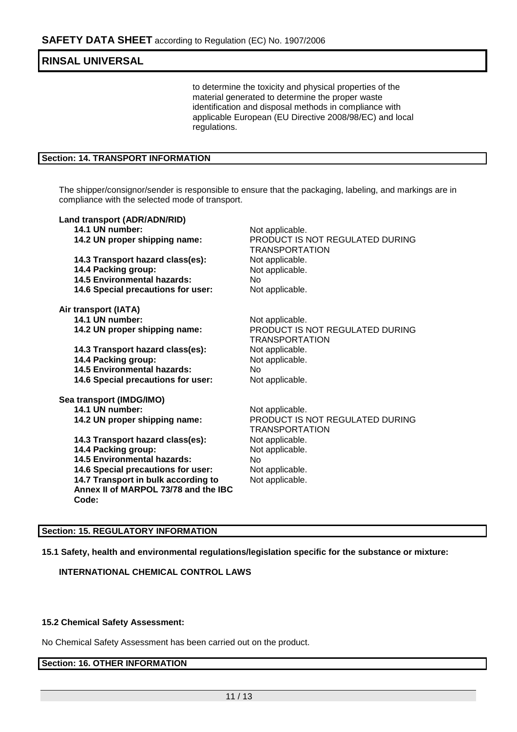to determine the toxicity and physical properties of the material generated to determine the proper waste identification and disposal methods in compliance with applicable European (EU Directive 2008/98/EC) and local regulations.

## Section: 14. TRANSPORT INFORMATION

The shipper/consignor/sender is responsible to ensure that the packaging, labeling, and markings are in compliance with the selected mode of transport.

**Land transport (ADR/ADN/RID)**

| | |
|---|---|
| **14.1 UN number:** | Not applicable. |
| **14.2 UN proper shipping name:** | PRODUCT IS NOT REGULATED DURING TRANSPORTATION |
| **14.3 Transport hazard class(es):** | Not applicable. |
| **14.4 Packing group:** | Not applicable. |
| **14.5 Environmental hazards:** | No |
| **14.6 Special precautions for user:** | Not applicable. |

**Air transport (IATA)**

| | |
|---|---|
| **14.1 UN number:** | Not applicable. |
| **14.2 UN proper shipping name:** | PRODUCT IS NOT REGULATED DURING TRANSPORTATION |
| **14.3 Transport hazard class(es):** | Not applicable. |
| **14.4 Packing group:** | Not applicable. |
| **14.5 Environmental hazards:** | No |
| **14.6 Special precautions for user:** | Not applicable. |

**Sea transport (IMDG/IMO)**

| | |
|---|---|
| **14.1 UN number:** | Not applicable. |
| **14.2 UN proper shipping name:** | PRODUCT IS NOT REGULATED DURING TRANSPORTATION |
| **14.3 Transport hazard class(es):** | Not applicable. |
| **14.4 Packing group:** | Not applicable. |
| **14.5 Environmental hazards:** | No |
| **14.6 Special precautions for user:** | Not applicable. |
| **14.7 Transport in bulk according to Annex II of MARPOL 73/78 and the IBC Code:** | Not applicable. |

## Section: 15. REGULATORY INFORMATION

**15.1 Safety, health and environmental regulations/legislation specific for the substance or mixture:**

**INTERNATIONAL CHEMICAL CONTROL LAWS**

**15.2 Chemical Safety Assessment:**

No Chemical Safety Assessment has been carried out on the product.

## Section: 16. OTHER INFORMATION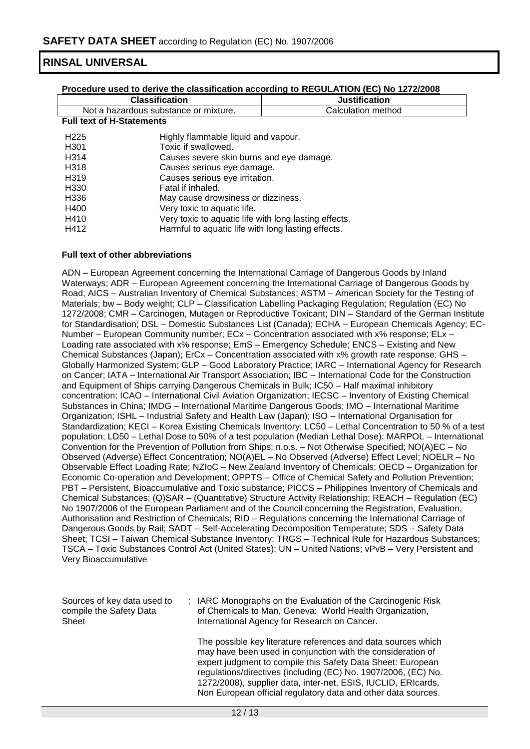**Procedure used to derive the classification according to REGULATION (EC) No 1272/2008**

| Classification | Justification |
| --- | --- |
| Not a hazardous substance or mixture. | Calculation method |

**Full text of H-Statements**

| | |
| --- | --- |
| H225 | Highly flammable liquid and vapour. |
| H301 | Toxic if swallowed. |
| H314 | Causes severe skin burns and eye damage. |
| H318 | Causes serious eye damage. |
| H319 | Causes serious eye irritation. |
| H330 | Fatal if inhaled. |
| H336 | May cause drowsiness or dizziness. |
| H400 | Very toxic to aquatic life. |
| H410 | Very toxic to aquatic life with long lasting effects. |
| H412 | Harmful to aquatic life with long lasting effects. |

**Full text of other abbreviations**

ADN – European Agreement concerning the International Carriage of Dangerous Goods by Inland Waterways; ADR – European Agreement concerning the International Carriage of Dangerous Goods by Road; AICS – Australian Inventory of Chemical Substances; ASTM – American Society for the Testing of Materials; bw – Body weight; CLP – Classification Labelling Packaging Regulation; Regulation (EC) No 1272/2008; CMR – Carcinogen, Mutagen or Reproductive Toxicant; DIN – Standard of the German Institute for Standardisation; DSL – Domestic Substances List (Canada); ECHA – European Chemicals Agency; EC-Number – European Community number; ECx – Concentration associated with x% response; ELx – Loading rate associated with x% response; EmS – Emergency Schedule; ENCS – Existing and New Chemical Substances (Japan); ErCx – Concentration associated with x% growth rate response; GHS – Globally Harmonized System; GLP – Good Laboratory Practice; IARC – International Agency for Research on Cancer; IATA – International Air Transport Association; IBC – International Code for the Construction and Equipment of Ships carrying Dangerous Chemicals in Bulk; IC50 – Half maximal inhibitory concentration; ICAO – International Civil Aviation Organization; IECSC – Inventory of Existing Chemical Substances in China; IMDG – International Maritime Dangerous Goods; IMO – International Maritime Organization; ISHL – Industrial Safety and Health Law (Japan); ISO – International Organisation for Standardization; KECI – Korea Existing Chemicals Inventory; LC50 – Lethal Concentration to 50 % of a test population; LD50 – Lethal Dose to 50% of a test population (Median Lethal Dose); MARPOL – International Convention for the Prevention of Pollution from Ships; n.o.s. – Not Otherwise Specified; NO(A)EC – No Observed (Adverse) Effect Concentration; NO(A)EL – No Observed (Adverse) Effect Level; NOELR – No Observable Effect Loading Rate; NZIoC – New Zealand Inventory of Chemicals; OECD – Organization for Economic Co-operation and Development; OPPTS – Office of Chemical Safety and Pollution Prevention; PBT – Persistent, Bioaccumulative and Toxic substance; PICCS – Philippines Inventory of Chemicals and Chemical Substances; (Q)SAR – (Quantitative) Structure Activity Relationship; REACH – Regulation (EC) No 1907/2006 of the European Parliament and of the Council concerning the Registration, Evaluation, Authorisation and Restriction of Chemicals; RID – Regulations concerning the International Carriage of Dangerous Goods by Rail; SADT – Self-Accelerating Decomposition Temperature; SDS – Safety Data Sheet; TCSI – Taiwan Chemical Substance Inventory; TRGS – Technical Rule for Hazardous Substances; TSCA – Toxic Substances Control Act (United States); UN – United Nations; vPvB – Very Persistent and Very Bioaccumulative

Sources of key data used to compile the Safety Data Sheet : IARC Monographs on the Evaluation of the Carcinogenic Risk of Chemicals to Man, Geneva: World Health Organization, International Agency for Research on Cancer.

The possible key literature references and data sources which may have been used in conjunction with the consideration of expert judgment to compile this Safety Data Sheet: European regulations/directives (including (EC) No. 1907/2006, (EC) No. 1272/2008), supplier data, inter-net, ESIS, IUCLID, ERIcards, Non European official regulatory data and other data sources.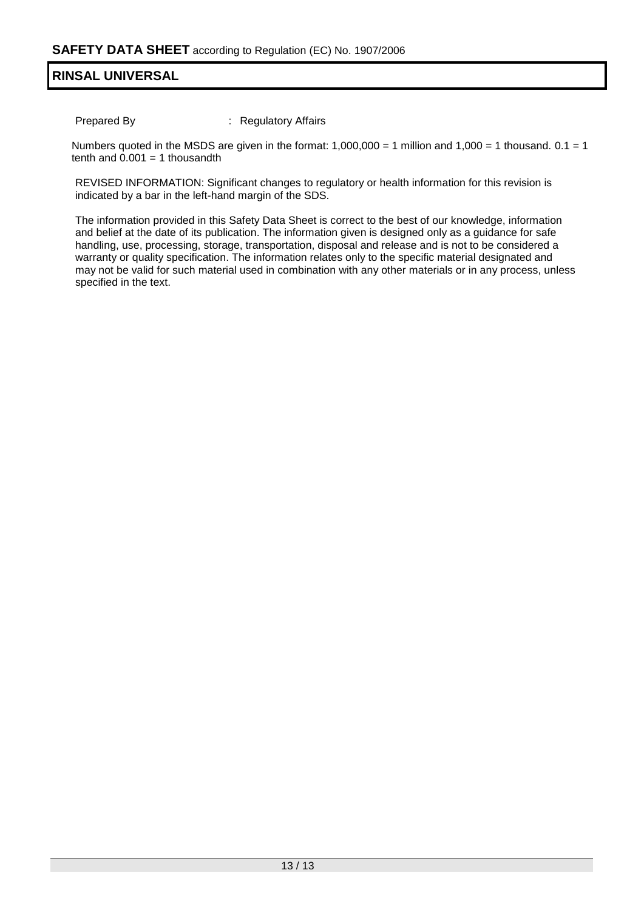Prepared By : Regulatory Affairs

Numbers quoted in the MSDS are given in the format: 1,000,000 = 1 million and 1,000 = 1 thousand. 0.1 = 1 tenth and 0.001 = 1 thousandth

REVISED INFORMATION: Significant changes to regulatory or health information for this revision is indicated by a bar in the left-hand margin of the SDS.

The information provided in this Safety Data Sheet is correct to the best of our knowledge, information and belief at the date of its publication. The information given is designed only as a guidance for safe handling, use, processing, storage, transportation, disposal and release and is not to be considered a warranty or quality specification. The information relates only to the specific material designated and may not be valid for such material used in combination with any other materials or in any process, unless specified in the text.